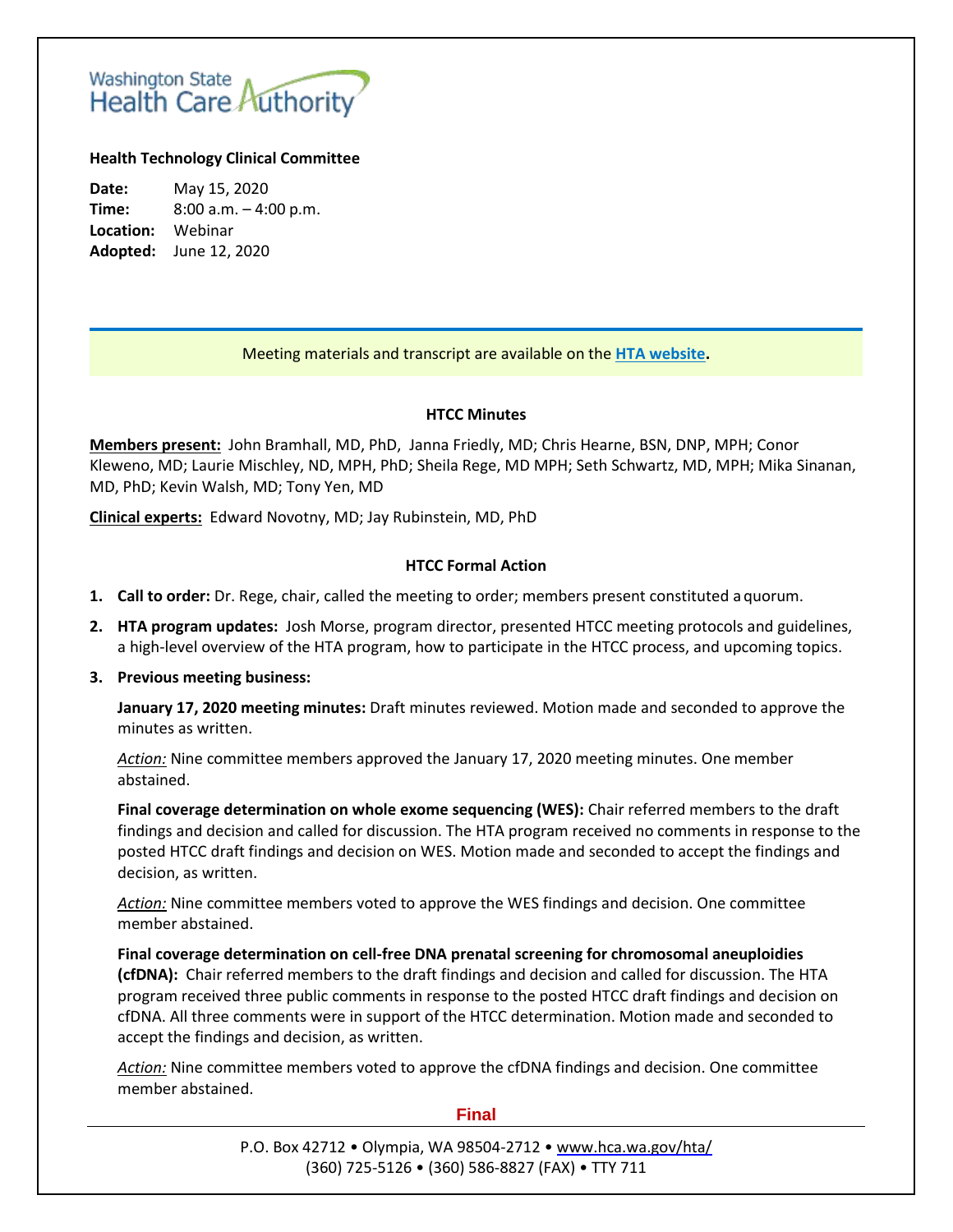Washington State Health Care Authority

**Health Technology Clinical Committee**

**Date:** May 15, 2020
**Time:** 8:00 a.m. – 4:00 p.m.
**Location:** Webinar
**Adopted:** June 12, 2020

Meeting materials and transcript are available on the **[HTA website](#)**.

## HTCC Minutes

**Members present:** John Bramhall, MD, PhD, Janna Friedly, MD; Chris Hearne, BSN, DNP, MPH; Conor Kleweno, MD; Laurie Mischley, ND, MPH, PhD; Sheila Rege, MD MPH; Seth Schwartz, MD, MPH; Mika Sinanan, MD, PhD; Kevin Walsh, MD; Tony Yen, MD

**Clinical experts:** Edward Novotny, MD; Jay Rubinstein, MD, PhD

## HTCC Formal Action

1. **Call to order:** Dr. Rege, chair, called the meeting to order; members present constituted a quorum.
2. **HTA program updates:** Josh Morse, program director, presented HTCC meeting protocols and guidelines, a high-level overview of the HTA program, how to participate in the HTCC process, and upcoming topics.
3. **Previous meeting business:**

   **January 17, 2020 meeting minutes:** Draft minutes reviewed. Motion made and seconded to approve the minutes as written.

   *Action:* Nine committee members approved the January 17, 2020 meeting minutes. One member abstained.

   **Final coverage determination on whole exome sequencing (WES):** Chair referred members to the draft findings and decision and called for discussion. The HTA program received no comments in response to the posted HTCC draft findings and decision on WES. Motion made and seconded to accept the findings and decision, as written.

   *Action:* Nine committee members voted to approve the WES findings and decision. One committee member abstained.

   **Final coverage determination on cell-free DNA prenatal screening for chromosomal aneuploidies (cfDNA):** Chair referred members to the draft findings and decision and called for discussion. The HTA program received three public comments in response to the posted HTCC draft findings and decision on cfDNA. All three comments were in support of the HTCC determination. Motion made and seconded to accept the findings and decision, as written.

   *Action:* Nine committee members voted to approve the cfDNA findings and decision. One committee member abstained.

Final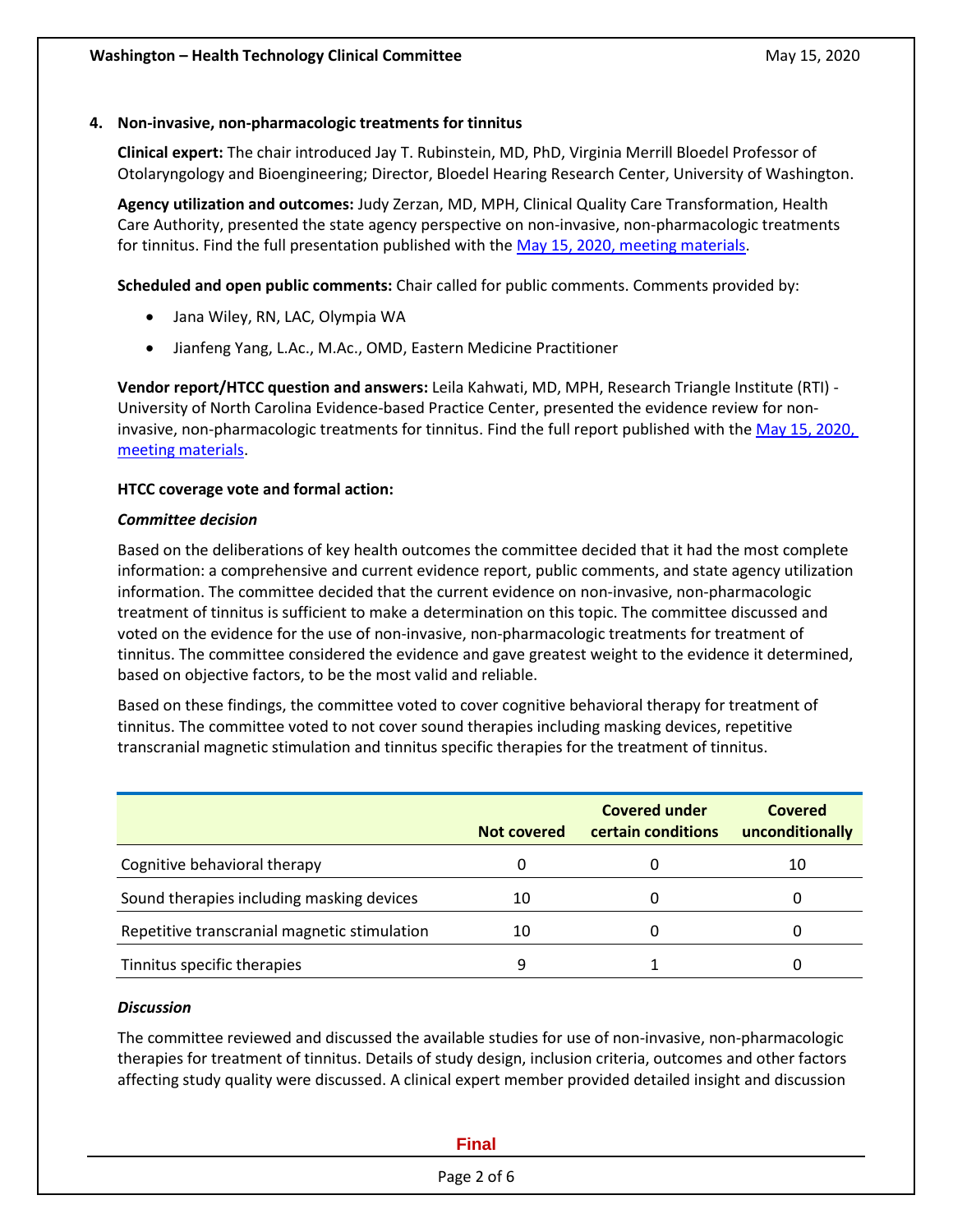**4. Non-invasive, non-pharmacologic treatments for tinnitus**

**Clinical expert:** The chair introduced Jay T. Rubinstein, MD, PhD, Virginia Merrill Bloedel Professor of Otolaryngology and Bioengineering; Director, Bloedel Hearing Research Center, University of Washington.

**Agency utilization and outcomes:** Judy Zerzan, MD, MPH, Clinical Quality Care Transformation, Health Care Authority, presented the state agency perspective on non-invasive, non-pharmacologic treatments for tinnitus. Find the full presentation published with the May 15, 2020, meeting materials.

**Scheduled and open public comments:** Chair called for public comments. Comments provided by:

- Jana Wiley, RN, LAC, Olympia WA
- Jianfeng Yang, L.Ac., M.Ac., OMD, Eastern Medicine Practitioner

**Vendor report/HTCC question and answers:** Leila Kahwati, MD, MPH, Research Triangle Institute (RTI) - University of North Carolina Evidence-based Practice Center, presented the evidence review for non-invasive, non-pharmacologic treatments for tinnitus. Find the full report published with the May 15, 2020, meeting materials.

**HTCC coverage vote and formal action:**

***Committee decision***

Based on the deliberations of key health outcomes the committee decided that it had the most complete information: a comprehensive and current evidence report, public comments, and state agency utilization information. The committee decided that the current evidence on non-invasive, non-pharmacologic treatment of tinnitus is sufficient to make a determination on this topic. The committee discussed and voted on the evidence for the use of non-invasive, non-pharmacologic treatments for treatment of tinnitus. The committee considered the evidence and gave greatest weight to the evidence it determined, based on objective factors, to be the most valid and reliable.

Based on these findings, the committee voted to cover cognitive behavioral therapy for treatment of tinnitus. The committee voted to not cover sound therapies including masking devices, repetitive transcranial magnetic stimulation and tinnitus specific therapies for the treatment of tinnitus.

| | Not covered | Covered under certain conditions | Covered unconditionally |
|---|---|---|---|
| Cognitive behavioral therapy | 0 | 0 | 10 |
| Sound therapies including masking devices | 10 | 0 | 0 |
| Repetitive transcranial magnetic stimulation | 10 | 0 | 0 |
| Tinnitus specific therapies | 9 | 1 | 0 |

***Discussion***

The committee reviewed and discussed the available studies for use of non-invasive, non-pharmacologic therapies for treatment of tinnitus. Details of study design, inclusion criteria, outcomes and other factors affecting study quality were discussed. A clinical expert member provided detailed insight and discussion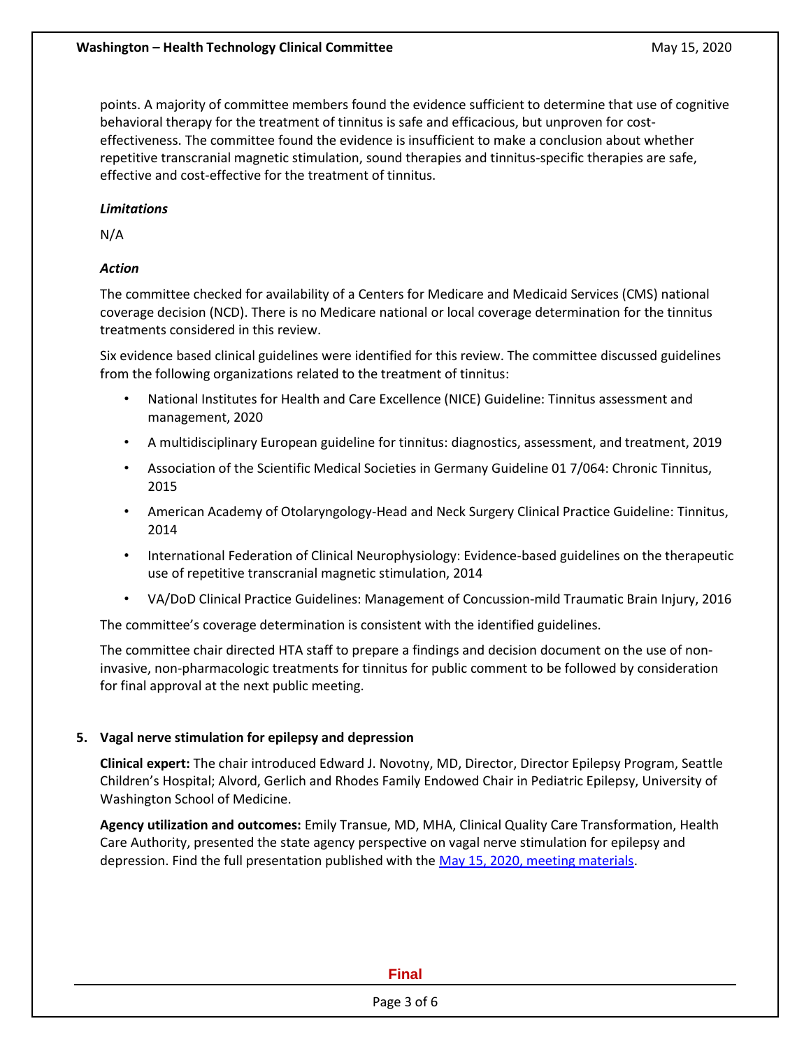points. A majority of committee members found the evidence sufficient to determine that use of cognitive behavioral therapy for the treatment of tinnitus is safe and efficacious, but unproven for cost-effectiveness. The committee found the evidence is insufficient to make a conclusion about whether repetitive transcranial magnetic stimulation, sound therapies and tinnitus-specific therapies are safe, effective and cost-effective for the treatment of tinnitus.

*Limitations*

N/A

*Action*

The committee checked for availability of a Centers for Medicare and Medicaid Services (CMS) national coverage decision (NCD). There is no Medicare national or local coverage determination for the tinnitus treatments considered in this review.

Six evidence based clinical guidelines were identified for this review. The committee discussed guidelines from the following organizations related to the treatment of tinnitus:

- National Institutes for Health and Care Excellence (NICE) Guideline: Tinnitus assessment and management, 2020
- A multidisciplinary European guideline for tinnitus: diagnostics, assessment, and treatment, 2019
- Association of the Scientific Medical Societies in Germany Guideline 01 7/064: Chronic Tinnitus, 2015
- American Academy of Otolaryngology-Head and Neck Surgery Clinical Practice Guideline: Tinnitus, 2014
- International Federation of Clinical Neurophysiology: Evidence-based guidelines on the therapeutic use of repetitive transcranial magnetic stimulation, 2014
- VA/DoD Clinical Practice Guidelines: Management of Concussion-mild Traumatic Brain Injury, 2016

The committee's coverage determination is consistent with the identified guidelines.

The committee chair directed HTA staff to prepare a findings and decision document on the use of non-invasive, non-pharmacologic treatments for tinnitus for public comment to be followed by consideration for final approval at the next public meeting.

**5. Vagal nerve stimulation for epilepsy and depression**

**Clinical expert:** The chair introduced Edward J. Novotny, MD, Director, Director Epilepsy Program, Seattle Children's Hospital; Alvord, Gerlich and Rhodes Family Endowed Chair in Pediatric Epilepsy, University of Washington School of Medicine.

**Agency utilization and outcomes:** Emily Transue, MD, MHA, Clinical Quality Care Transformation, Health Care Authority, presented the state agency perspective on vagal nerve stimulation for epilepsy and depression. Find the full presentation published with the May 15, 2020, meeting materials.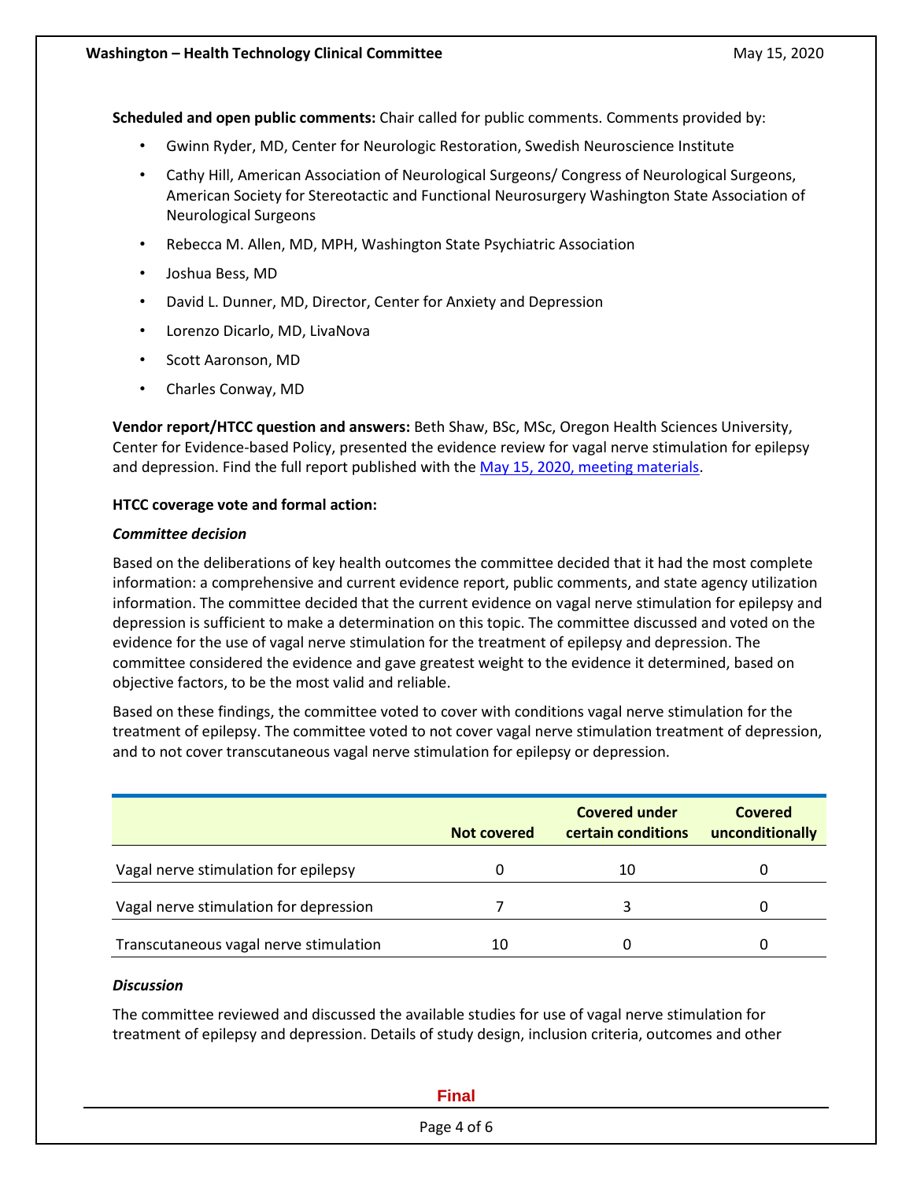**Scheduled and open public comments:** Chair called for public comments. Comments provided by:

- Gwinn Ryder, MD, Center for Neurologic Restoration, Swedish Neuroscience Institute
- Cathy Hill, American Association of Neurological Surgeons/ Congress of Neurological Surgeons, American Society for Stereotactic and Functional Neurosurgery Washington State Association of Neurological Surgeons
- Rebecca M. Allen, MD, MPH, Washington State Psychiatric Association
- Joshua Bess, MD
- David L. Dunner, MD, Director, Center for Anxiety and Depression
- Lorenzo Dicarlo, MD, LivaNova
- Scott Aaronson, MD
- Charles Conway, MD

**Vendor report/HTCC question and answers:** Beth Shaw, BSc, MSc, Oregon Health Sciences University, Center for Evidence-based Policy, presented the evidence review for vagal nerve stimulation for epilepsy and depression. Find the full report published with the May 15, 2020, meeting materials.

**HTCC coverage vote and formal action:**

***Committee decision***

Based on the deliberations of key health outcomes the committee decided that it had the most complete information: a comprehensive and current evidence report, public comments, and state agency utilization information. The committee decided that the current evidence on vagal nerve stimulation for epilepsy and depression is sufficient to make a determination on this topic. The committee discussed and voted on the evidence for the use of vagal nerve stimulation for the treatment of epilepsy and depression. The committee considered the evidence and gave greatest weight to the evidence it determined, based on objective factors, to be the most valid and reliable.

Based on these findings, the committee voted to cover with conditions vagal nerve stimulation for the treatment of epilepsy. The committee voted to not cover vagal nerve stimulation treatment of depression, and to not cover transcutaneous vagal nerve stimulation for epilepsy or depression.

| | Not covered | Covered under certain conditions | Covered unconditionally |
|---|---|---|---|
| Vagal nerve stimulation for epilepsy | 0 | 10 | 0 |
| Vagal nerve stimulation for depression | 7 | 3 | 0 |
| Transcutaneous vagal nerve stimulation | 10 | 0 | 0 |

***Discussion***

The committee reviewed and discussed the available studies for use of vagal nerve stimulation for treatment of epilepsy and depression. Details of study design, inclusion criteria, outcomes and other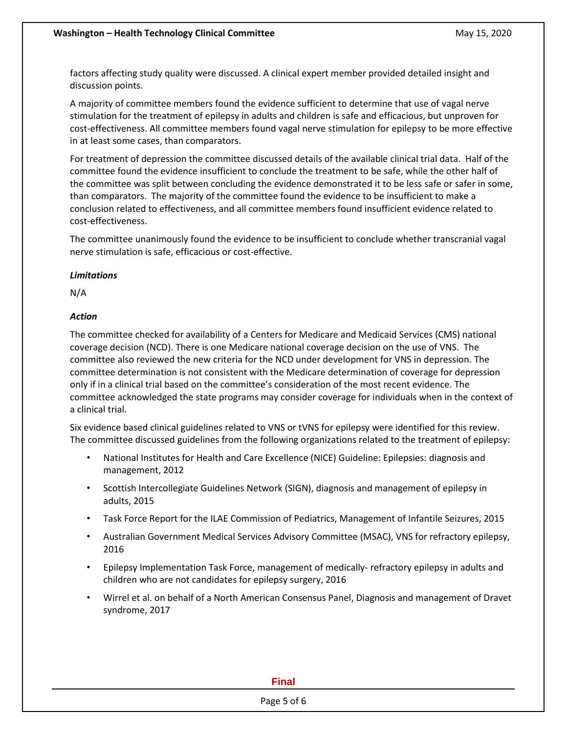factors affecting study quality were discussed. A clinical expert member provided detailed insight and discussion points.

A majority of committee members found the evidence sufficient to determine that use of vagal nerve stimulation for the treatment of epilepsy in adults and children is safe and efficacious, but unproven for cost-effectiveness. All committee members found vagal nerve stimulation for epilepsy to be more effective in at least some cases, than comparators.

For treatment of depression the committee discussed details of the available clinical trial data. Half of the committee found the evidence insufficient to conclude the treatment to be safe, while the other half of the committee was split between concluding the evidence demonstrated it to be less safe or safer in some, than comparators. The majority of the committee found the evidence to be insufficient to make a conclusion related to effectiveness, and all committee members found insufficient evidence related to cost-effectiveness.

The committee unanimously found the evidence to be insufficient to conclude whether transcranial vagal nerve stimulation is safe, efficacious or cost-effective.

### *Limitations*

N/A

### *Action*

The committee checked for availability of a Centers for Medicare and Medicaid Services (CMS) national coverage decision (NCD). There is one Medicare national coverage decision on the use of VNS. The committee also reviewed the new criteria for the NCD under development for VNS in depression. The committee determination is not consistent with the Medicare determination of coverage for depression only if in a clinical trial based on the committee's consideration of the most recent evidence. The committee acknowledged the state programs may consider coverage for individuals when in the context of a clinical trial.

Six evidence based clinical guidelines related to VNS or tVNS for epilepsy were identified for this review. The committee discussed guidelines from the following organizations related to the treatment of epilepsy:

- National Institutes for Health and Care Excellence (NICE) Guideline: Epilepsies: diagnosis and management, 2012
- Scottish Intercollegiate Guidelines Network (SIGN), diagnosis and management of epilepsy in adults, 2015
- Task Force Report for the ILAE Commission of Pediatrics, Management of Infantile Seizures, 2015
- Australian Government Medical Services Advisory Committee (MSAC), VNS for refractory epilepsy, 2016
- Epilepsy Implementation Task Force, management of medically- refractory epilepsy in adults and children who are not candidates for epilepsy surgery, 2016
- Wirrel et al. on behalf of a North American Consensus Panel, Diagnosis and management of Dravet syndrome, 2017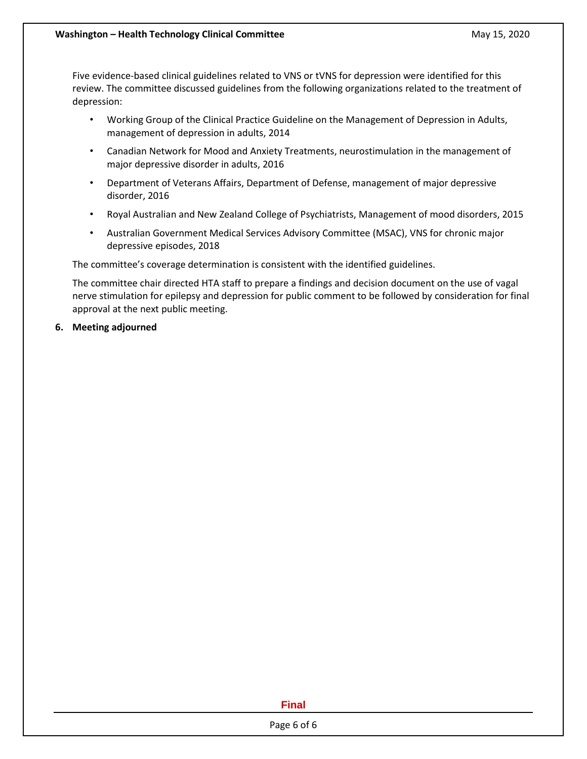Five evidence-based clinical guidelines related to VNS or tVNS for depression were identified for this review. The committee discussed guidelines from the following organizations related to the treatment of depression:

- Working Group of the Clinical Practice Guideline on the Management of Depression in Adults, management of depression in adults, 2014
- Canadian Network for Mood and Anxiety Treatments, neurostimulation in the management of major depressive disorder in adults, 2016
- Department of Veterans Affairs, Department of Defense, management of major depressive disorder, 2016
- Royal Australian and New Zealand College of Psychiatrists, Management of mood disorders, 2015
- Australian Government Medical Services Advisory Committee (MSAC), VNS for chronic major depressive episodes, 2018

The committee's coverage determination is consistent with the identified guidelines.

The committee chair directed HTA staff to prepare a findings and decision document on the use of vagal nerve stimulation for epilepsy and depression for public comment to be followed by consideration for final approval at the next public meeting.

**6. Meeting adjourned**